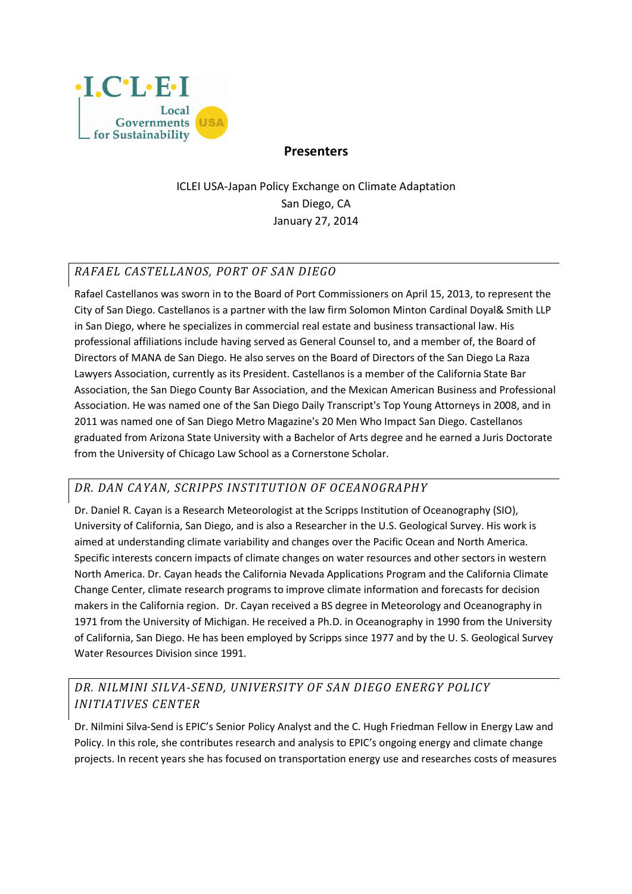ICLEI Local Governments for Sustainability USA

## Presenters

ICLEI USA-Japan Policy Exchange on Climate Adaptation
San Diego, CA
January 27, 2014

### *RAFAEL CASTELLANOS, PORT OF SAN DIEGO*

Rafael Castellanos was sworn in to the Board of Port Commissioners on April 15, 2013, to represent the City of San Diego. Castellanos is a partner with the law firm Solomon Minton Cardinal Doyal& Smith LLP in San Diego, where he specializes in commercial real estate and business transactional law. His professional affiliations include having served as General Counsel to, and a member of, the Board of Directors of MANA de San Diego. He also serves on the Board of Directors of the San Diego La Raza Lawyers Association, currently as its President. Castellanos is a member of the California State Bar Association, the San Diego County Bar Association, and the Mexican American Business and Professional Association. He was named one of the San Diego Daily Transcript's Top Young Attorneys in 2008, and in 2011 was named one of San Diego Metro Magazine's 20 Men Who Impact San Diego. Castellanos graduated from Arizona State University with a Bachelor of Arts degree and he earned a Juris Doctorate from the University of Chicago Law School as a Cornerstone Scholar.

### *DR. DAN CAYAN, SCRIPPS INSTITUTION OF OCEANOGRAPHY*

Dr. Daniel R. Cayan is a Research Meteorologist at the Scripps Institution of Oceanography (SIO), University of California, San Diego, and is also a Researcher in the U.S. Geological Survey. His work is aimed at understanding climate variability and changes over the Pacific Ocean and North America. Specific interests concern impacts of climate changes on water resources and other sectors in western North America. Dr. Cayan heads the California Nevada Applications Program and the California Climate Change Center, climate research programs to improve climate information and forecasts for decision makers in the California region. Dr. Cayan received a BS degree in Meteorology and Oceanography in 1971 from the University of Michigan. He received a Ph.D. in Oceanography in 1990 from the University of California, San Diego. He has been employed by Scripps since 1977 and by the U. S. Geological Survey Water Resources Division since 1991.

### *DR. NILMINI SILVA-SEND, UNIVERSITY OF SAN DIEGO ENERGY POLICY INITIATIVES CENTER*

Dr. Nilmini Silva-Send is EPIC's Senior Policy Analyst and the C. Hugh Friedman Fellow in Energy Law and Policy. In this role, she contributes research and analysis to EPIC's ongoing energy and climate change projects. In recent years she has focused on transportation energy use and researches costs of measures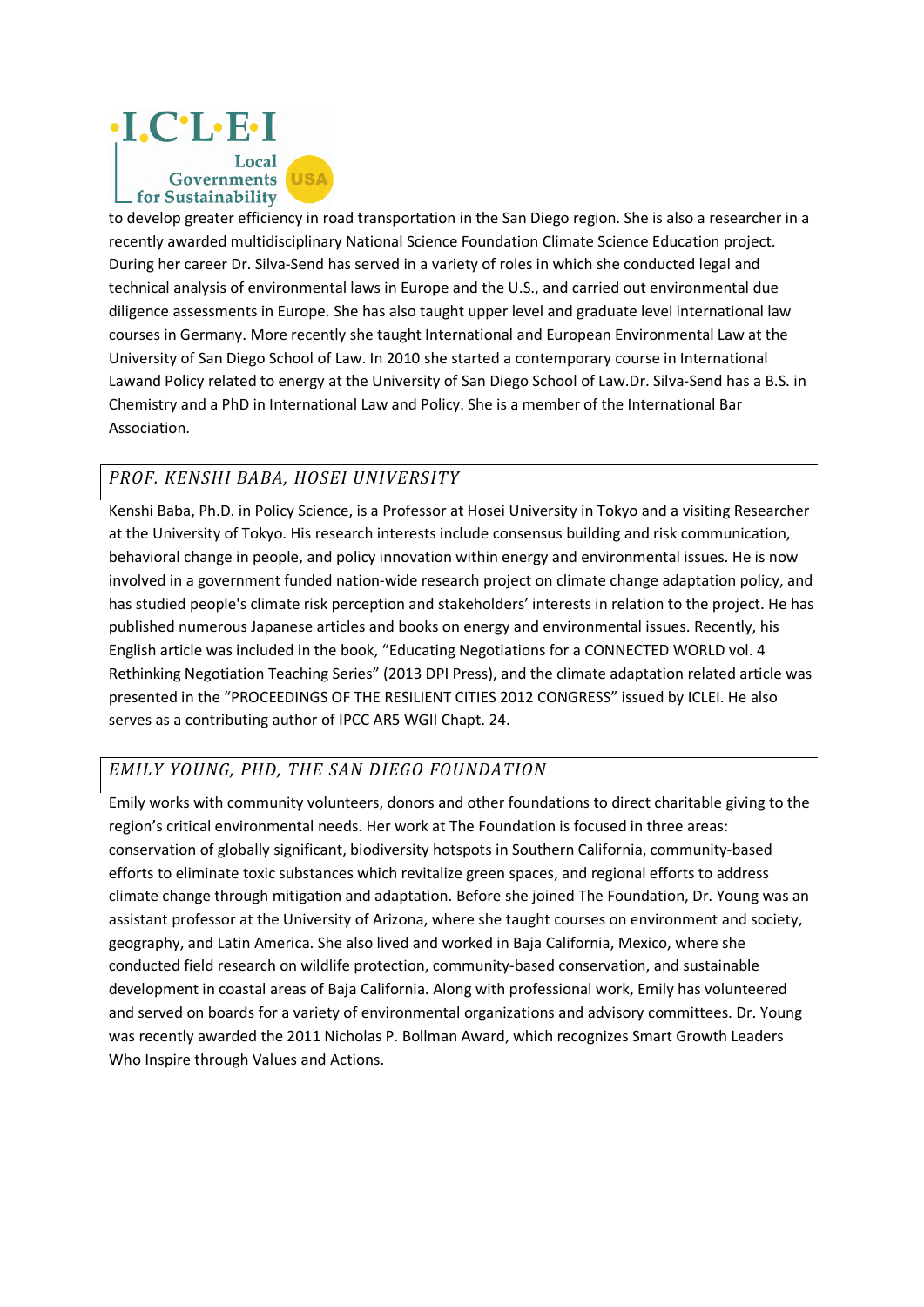to develop greater efficiency in road transportation in the San Diego region. She is also a researcher in a recently awarded multidisciplinary National Science Foundation Climate Science Education project. During her career Dr. Silva-Send has served in a variety of roles in which she conducted legal and technical analysis of environmental laws in Europe and the U.S., and carried out environmental due diligence assessments in Europe. She has also taught upper level and graduate level international law courses in Germany. More recently she taught International and European Environmental Law at the University of San Diego School of Law. In 2010 she started a contemporary course in International Lawand Policy related to energy at the University of San Diego School of Law.Dr. Silva-Send has a B.S. in Chemistry and a PhD in International Law and Policy. She is a member of the International Bar Association.

## *PROF. KENSHI BABA, HOSEI UNIVERSITY*

Kenshi Baba, Ph.D. in Policy Science, is a Professor at Hosei University in Tokyo and a visiting Researcher at the University of Tokyo. His research interests include consensus building and risk communication, behavioral change in people, and policy innovation within energy and environmental issues. He is now involved in a government funded nation-wide research project on climate change adaptation policy, and has studied people's climate risk perception and stakeholders' interests in relation to the project. He has published numerous Japanese articles and books on energy and environmental issues. Recently, his English article was included in the book, "Educating Negotiations for a CONNECTED WORLD vol. 4 Rethinking Negotiation Teaching Series" (2013 DPI Press), and the climate adaptation related article was presented in the "PROCEEDINGS OF THE RESILIENT CITIES 2012 CONGRESS" issued by ICLEI. He also serves as a contributing author of IPCC AR5 WGII Chapt. 24.

## *EMILY YOUNG, PHD, THE SAN DIEGO FOUNDATION*

Emily works with community volunteers, donors and other foundations to direct charitable giving to the region's critical environmental needs. Her work at The Foundation is focused in three areas: conservation of globally significant, biodiversity hotspots in Southern California, community-based efforts to eliminate toxic substances which revitalize green spaces, and regional efforts to address climate change through mitigation and adaptation. Before she joined The Foundation, Dr. Young was an assistant professor at the University of Arizona, where she taught courses on environment and society, geography, and Latin America. She also lived and worked in Baja California, Mexico, where she conducted field research on wildlife protection, community-based conservation, and sustainable development in coastal areas of Baja California. Along with professional work, Emily has volunteered and served on boards for a variety of environmental organizations and advisory committees. Dr. Young was recently awarded the 2011 Nicholas P. Bollman Award, which recognizes Smart Growth Leaders Who Inspire through Values and Actions.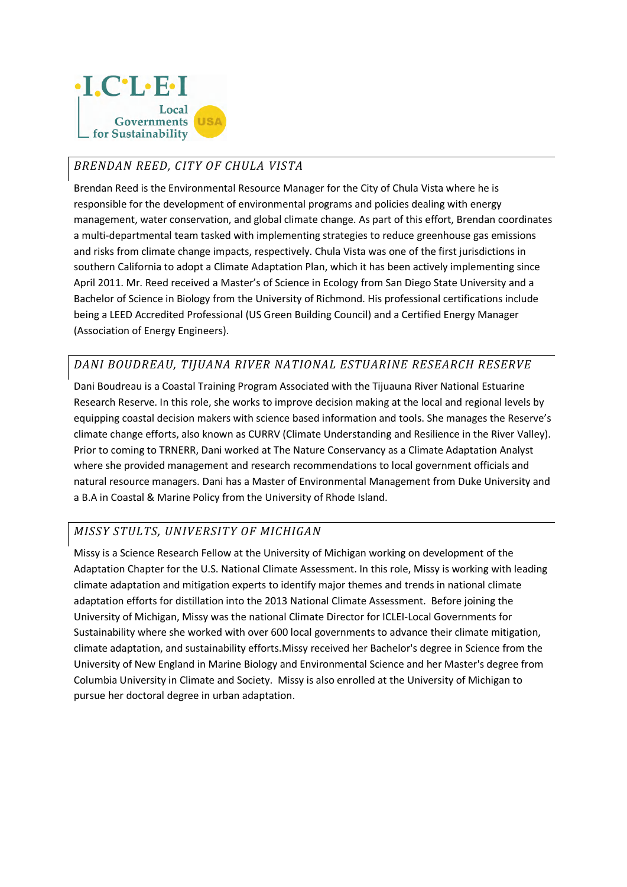ICLEI Local Governments for Sustainability USA

## *BRENDAN REED, CITY OF CHULA VISTA*

Brendan Reed is the Environmental Resource Manager for the City of Chula Vista where he is responsible for the development of environmental programs and policies dealing with energy management, water conservation, and global climate change. As part of this effort, Brendan coordinates a multi-departmental team tasked with implementing strategies to reduce greenhouse gas emissions and risks from climate change impacts, respectively. Chula Vista was one of the first jurisdictions in southern California to adopt a Climate Adaptation Plan, which it has been actively implementing since April 2011. Mr. Reed received a Master's of Science in Ecology from San Diego State University and a Bachelor of Science in Biology from the University of Richmond. His professional certifications include being a LEED Accredited Professional (US Green Building Council) and a Certified Energy Manager (Association of Energy Engineers).

## *DANI BOUDREAU, TIJUANA RIVER NATIONAL ESTUARINE RESEARCH RESERVE*

Dani Boudreau is a Coastal Training Program Associated with the Tijuauna River National Estuarine Research Reserve. In this role, she works to improve decision making at the local and regional levels by equipping coastal decision makers with science based information and tools. She manages the Reserve's climate change efforts, also known as CURRV (Climate Understanding and Resilience in the River Valley). Prior to coming to TRNERR, Dani worked at The Nature Conservancy as a Climate Adaptation Analyst where she provided management and research recommendations to local government officials and natural resource managers. Dani has a Master of Environmental Management from Duke University and a B.A in Coastal & Marine Policy from the University of Rhode Island.

## *MISSY STULTS, UNIVERSITY OF MICHIGAN*

Missy is a Science Research Fellow at the University of Michigan working on development of the Adaptation Chapter for the U.S. National Climate Assessment. In this role, Missy is working with leading climate adaptation and mitigation experts to identify major themes and trends in national climate adaptation efforts for distillation into the 2013 National Climate Assessment. Before joining the University of Michigan, Missy was the national Climate Director for ICLEI-Local Governments for Sustainability where she worked with over 600 local governments to advance their climate mitigation, climate adaptation, and sustainability efforts.Missy received her Bachelor's degree in Science from the University of New England in Marine Biology and Environmental Science and her Master's degree from Columbia University in Climate and Society. Missy is also enrolled at the University of Michigan to pursue her doctoral degree in urban adaptation.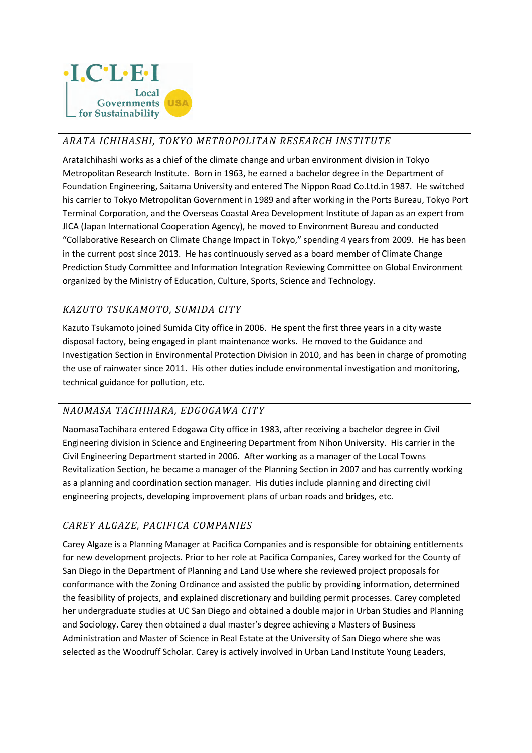## *ARATA ICHIHASHI, TOKYO METROPOLITAN RESEARCH INSTITUTE*

AratalChihashi works as a chief of the climate change and urban environment division in Tokyo Metropolitan Research Institute. Born in 1963, he earned a bachelor degree in the Department of Foundation Engineering, Saitama University and entered The Nippon Road Co.Ltd.in 1987. He switched his carrier to Tokyo Metropolitan Government in 1989 and after working in the Ports Bureau, Tokyo Port Terminal Corporation, and the Overseas Coastal Area Development Institute of Japan as an expert from JICA (Japan International Cooperation Agency), he moved to Environment Bureau and conducted "Collaborative Research on Climate Change Impact in Tokyo," spending 4 years from 2009. He has been in the current post since 2013. He has continuously served as a board member of Climate Change Prediction Study Committee and Information Integration Reviewing Committee on Global Environment organized by the Ministry of Education, Culture, Sports, Science and Technology.

## *KAZUTO TSUKAMOTO, SUMIDA CITY*

Kazuto Tsukamoto joined Sumida City office in 2006. He spent the first three years in a city waste disposal factory, being engaged in plant maintenance works. He moved to the Guidance and Investigation Section in Environmental Protection Division in 2010, and has been in charge of promoting the use of rainwater since 2011. His other duties include environmental investigation and monitoring, technical guidance for pollution, etc.

## *NAOMASA TACHIHARA, EDGOGAWA CITY*

NaomasaTachihara entered Edogawa City office in 1983, after receiving a bachelor degree in Civil Engineering division in Science and Engineering Department from Nihon University. His carrier in the Civil Engineering Department started in 2006. After working as a manager of the Local Towns Revitalization Section, he became a manager of the Planning Section in 2007 and has currently working as a planning and coordination section manager. His duties include planning and directing civil engineering projects, developing improvement plans of urban roads and bridges, etc.

## *CAREY ALGAZE, PACIFICA COMPANIES*

Carey Algaze is a Planning Manager at Pacifica Companies and is responsible for obtaining entitlements for new development projects. Prior to her role at Pacifica Companies, Carey worked for the County of San Diego in the Department of Planning and Land Use where she reviewed project proposals for conformance with the Zoning Ordinance and assisted the public by providing information, determined the feasibility of projects, and explained discretionary and building permit processes. Carey completed her undergraduate studies at UC San Diego and obtained a double major in Urban Studies and Planning and Sociology. Carey then obtained a dual master's degree achieving a Masters of Business Administration and Master of Science in Real Estate at the University of San Diego where she was selected as the Woodruff Scholar. Carey is actively involved in Urban Land Institute Young Leaders,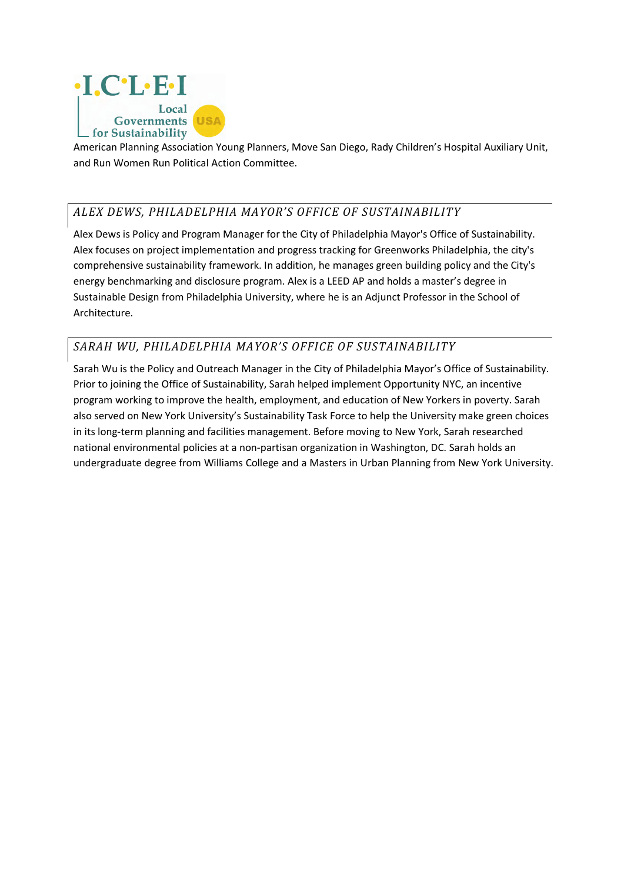American Planning Association Young Planners, Move San Diego, Rady Children's Hospital Auxiliary Unit, and Run Women Run Political Action Committee.

## *ALEX DEWS, PHILADELPHIA MAYOR'S OFFICE OF SUSTAINABILITY*

Alex Dews is Policy and Program Manager for the City of Philadelphia Mayor's Office of Sustainability. Alex focuses on project implementation and progress tracking for Greenworks Philadelphia, the city's comprehensive sustainability framework. In addition, he manages green building policy and the City's energy benchmarking and disclosure program. Alex is a LEED AP and holds a master's degree in Sustainable Design from Philadelphia University, where he is an Adjunct Professor in the School of Architecture.

## *SARAH WU, PHILADELPHIA MAYOR'S OFFICE OF SUSTAINABILITY*

Sarah Wu is the Policy and Outreach Manager in the City of Philadelphia Mayor's Office of Sustainability. Prior to joining the Office of Sustainability, Sarah helped implement Opportunity NYC, an incentive program working to improve the health, employment, and education of New Yorkers in poverty. Sarah also served on New York University's Sustainability Task Force to help the University make green choices in its long-term planning and facilities management. Before moving to New York, Sarah researched national environmental policies at a non-partisan organization in Washington, DC. Sarah holds an undergraduate degree from Williams College and a Masters in Urban Planning from New York University.